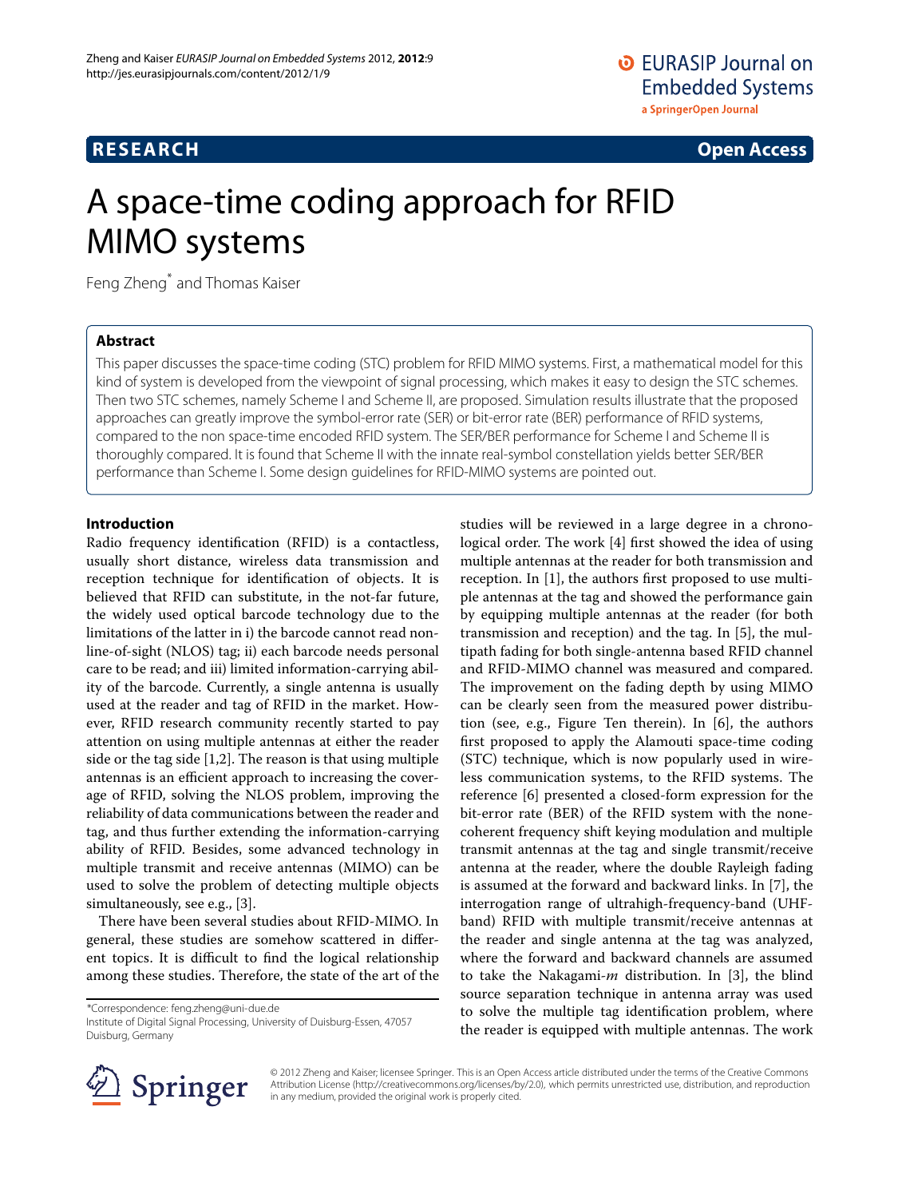**RESEARCH** **Open Access**

# A space-time coding approach for RFID MIMO systems

Feng Zheng* and Thomas Kaiser

## Abstract

This paper discusses the space-time coding (STC) problem for RFID MIMO systems. First, a mathematical model for this kind of system is developed from the viewpoint of signal processing, which makes it easy to design the STC schemes. Then two STC schemes, namely Scheme I and Scheme II, are proposed. Simulation results illustrate that the proposed approaches can greatly improve the symbol-error rate (SER) or bit-error rate (BER) performance of RFID systems, compared to the non space-time encoded RFID system. The SER/BER performance for Scheme I and Scheme II is thoroughly compared. It is found that Scheme II with the innate real-symbol constellation yields better SER/BER performance than Scheme I. Some design guidelines for RFID-MIMO systems are pointed out.

## Introduction

Radio frequency identification (RFID) is a contactless, usually short distance, wireless data transmission and reception technique for identification of objects. It is believed that RFID can substitute, in the not-far future, the widely used optical barcode technology due to the limitations of the latter in i) the barcode cannot read non-line-of-sight (NLOS) tag; ii) each barcode needs personal care to be read; and iii) limited information-carrying ability of the barcode. Currently, a single antenna is usually used at the reader and tag of RFID in the market. However, RFID research community recently started to pay attention on using multiple antennas at either the reader side or the tag side [1,2]. The reason is that using multiple antennas is an efficient approach to increasing the coverage of RFID, solving the NLOS problem, improving the reliability of data communications between the reader and tag, and thus further extending the information-carrying ability of RFID. Besides, some advanced technology in multiple transmit and receive antennas (MIMO) can be used to solve the problem of detecting multiple objects simultaneously, see e.g., [3].

There have been several studies about RFID-MIMO. In general, these studies are somehow scattered in different topics. It is difficult to find the logical relationship among these studies. Therefore, the state of the art of the studies will be reviewed in a large degree in a chronological order. The work [4] first showed the idea of using multiple antennas at the reader for both transmission and reception. In [1], the authors first proposed to use multiple antennas at the tag and showed the performance gain by equipping multiple antennas at the reader (for both transmission and reception) and the tag. In [5], the multipath fading for both single-antenna based RFID channel and RFID-MIMO channel was measured and compared. The improvement on the fading depth by using MIMO can be clearly seen from the measured power distribution (see, e.g., Figure Ten therein). In [6], the authors first proposed to apply the Alamouti space-time coding (STC) technique, which is now popularly used in wireless communication systems, to the RFID systems. The reference [6] presented a closed-form expression for the bit-error rate (BER) of the RFID system with the nonecoherent frequency shift keying modulation and multiple transmit antennas at the tag and single transmit/receive antenna at the reader, where the double Rayleigh fading is assumed at the forward and backward links. In [7], the interrogation range of ultrahigh-frequency-band (UHF-band) RFID with multiple transmit/receive antennas at the reader and single antenna at the tag was analyzed, where the forward and backward channels are assumed to take the Nakagami-$m$ distribution. In [3], the blind source separation technique in antenna array was used to solve the multiple tag identification problem, where the reader is equipped with multiple antennas. The work

*Correspondence: feng.zheng@uni-due.de
Institute of Digital Signal Processing, University of Duisburg-Essen, 47057 Duisburg, Germany

© 2012 Zheng and Kaiser; licensee Springer. This is an Open Access article distributed under the terms of the Creative Commons Attribution License (http://creativecommons.org/licenses/by/2.0), which permits unrestricted use, distribution, and reproduction in any medium, provided the original work is properly cited.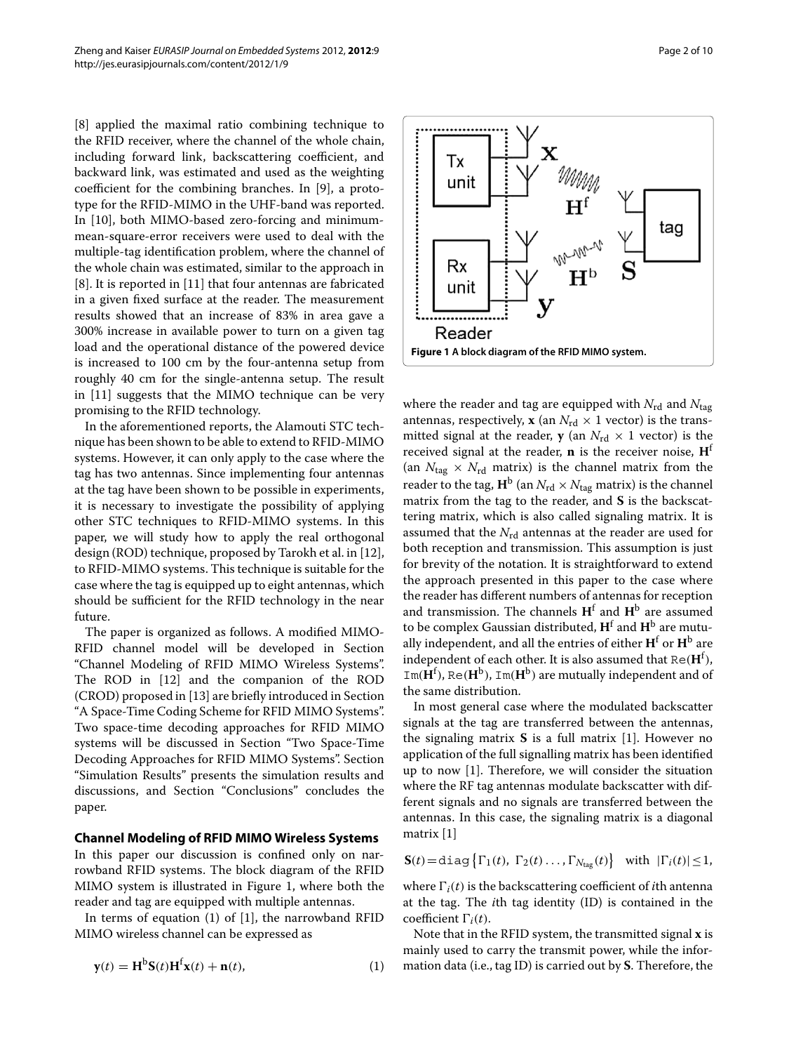[8] applied the maximal ratio combining technique to the RFID receiver, where the channel of the whole chain, including forward link, backscattering coefficient, and backward link, was estimated and used as the weighting coefficient for the combining branches. In [9], a prototype for the RFID-MIMO in the UHF-band was reported. In [10], both MIMO-based zero-forcing and minimum-mean-square-error receivers were used to deal with the multiple-tag identification problem, where the channel of the whole chain was estimated, similar to the approach in [8]. It is reported in [11] that four antennas are fabricated in a given fixed surface at the reader. The measurement results showed that an increase of 83% in area gave a 300% increase in available power to turn on a given tag load and the operational distance of the powered device is increased to 100 cm by the four-antenna setup from roughly 40 cm for the single-antenna setup. The result in [11] suggests that the MIMO technique can be very promising to the RFID technology.

In the aforementioned reports, the Alamouti STC technique has been shown to be able to extend to RFID-MIMO systems. However, it can only apply to the case where the tag has two antennas. Since implementing four antennas at the tag have been shown to be possible in experiments, it is necessary to investigate the possibility of applying other STC techniques to RFID-MIMO systems. In this paper, we will study how to apply the real orthogonal design (ROD) technique, proposed by Tarokh et al. in [12], to RFID-MIMO systems. This technique is suitable for the case where the tag is equipped up to eight antennas, which should be sufficient for the RFID technology in the near future.

The paper is organized as follows. A modified MIMO-RFID channel model will be developed in Section "Channel Modeling of RFID MIMO Wireless Systems". The ROD in [12] and the companion of the ROD (CROD) proposed in [13] are briefly introduced in Section "A Space-Time Coding Scheme for RFID MIMO Systems". Two space-time decoding approaches for RFID MIMO systems will be discussed in Section "Two Space-Time Decoding Approaches for RFID MIMO Systems". Section "Simulation Results" presents the simulation results and discussions, and Section "Conclusions" concludes the paper.

## Channel Modeling of RFID MIMO Wireless Systems

In this paper our discussion is confined only on narrowband RFID systems. The block diagram of the RFID MIMO system is illustrated in Figure 1, where both the reader and tag are equipped with multiple antennas.

In terms of equation (1) of [1], the narrowband RFID MIMO wireless channel can be expressed as

$$\mathbf{y}(t) = \mathbf{H}^{\mathrm{b}}\mathbf{S}(t)\mathbf{H}^{\mathrm{f}}\mathbf{x}(t) + \mathbf{n}(t), \tag{1}$$

**Figure 1 A block diagram of the RFID MIMO system.**

where the reader and tag are equipped with $N_{\mathrm{rd}}$ and $N_{\mathrm{tag}}$ antennas, respectively, $\mathbf{x}$ (an $N_{\mathrm{rd}} \times 1$ vector) is the transmitted signal at the reader, $\mathbf{y}$ (an $N_{\mathrm{rd}} \times 1$ vector) is the received signal at the reader, $\mathbf{n}$ is the receiver noise, $\mathbf{H}^{\mathrm{f}}$ (an $N_{\mathrm{tag}} \times N_{\mathrm{rd}}$ matrix) is the channel matrix from the reader to the tag, $\mathbf{H}^{\mathrm{b}}$ (an $N_{\mathrm{rd}} \times N_{\mathrm{tag}}$ matrix) is the channel matrix from the tag to the reader, and $\mathbf{S}$ is the backscattering matrix, which is also called signaling matrix. It is assumed that the $N_{\mathrm{rd}}$ antennas at the reader are used for both reception and transmission. This assumption is just for brevity of the notation. It is straightforward to extend the approach presented in this paper to the case where the reader has different numbers of antennas for reception and transmission. The channels $\mathbf{H}^{\mathrm{f}}$ and $\mathbf{H}^{\mathrm{b}}$ are assumed to be complex Gaussian distributed, $\mathbf{H}^{\mathrm{f}}$ and $\mathbf{H}^{\mathrm{b}}$ are mutually independent, and all the entries of either $\mathbf{H}^{\mathrm{f}}$ or $\mathbf{H}^{\mathrm{b}}$ are independent of each other. It is also assumed that $\mathtt{Re}(\mathbf{H}^{\mathrm{f}})$, $\mathtt{Im}(\mathbf{H}^{\mathrm{f}})$, $\mathtt{Re}(\mathbf{H}^{\mathrm{b}})$, $\mathtt{Im}(\mathbf{H}^{\mathrm{b}})$ are mutually independent and of the same distribution.

In most general case where the modulated backscatter signals at the tag are transferred between the antennas, the signaling matrix $\mathbf{S}$ is a full matrix [1]. However no application of the full signalling matrix has been identified up to now [1]. Therefore, we will consider the situation where the RF tag antennas modulate backscatter with different signals and no signals are transferred between the antennas. In this case, the signaling matrix is a diagonal matrix [1]

$$\mathbf{S}(t) = \mathtt{diag}\left\{\Gamma_1(t),\ \Gamma_2(t)\ldots,\Gamma_{N_{\mathrm{tag}}}(t)\right\} \quad \text{with} \ \ |\Gamma_i(t)| \leq 1,$$

where $\Gamma_i(t)$ is the backscattering coefficient of $i$th antenna at the tag. The $i$th tag identity (ID) is contained in the coefficient $\Gamma_i(t)$.

Note that in the RFID system, the transmitted signal $\mathbf{x}$ is mainly used to carry the transmit power, while the information data (i.e., tag ID) is carried out by $\mathbf{S}$. Therefore, the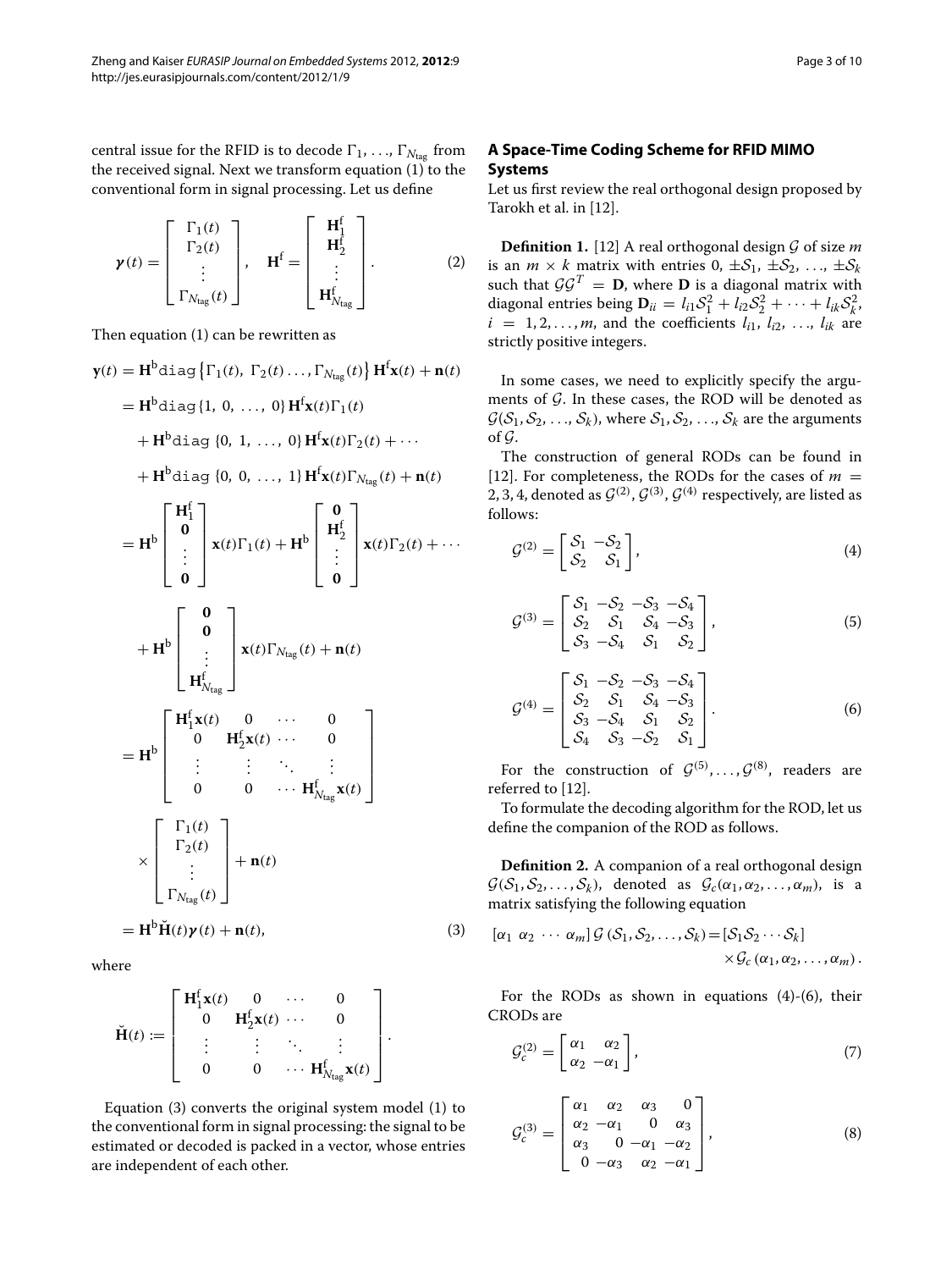central issue for the RFID is to decode $\Gamma_1, \ldots, \Gamma_{N_{\text{tag}}}$ from the received signal. Next we transform equation (1) to the conventional form in signal processing. Let us define

$$\boldsymbol{\gamma}(t) = \begin{bmatrix} \Gamma_1(t) \\ \Gamma_2(t) \\ \vdots \\ \Gamma_{N_{\text{tag}}}(t) \end{bmatrix}, \quad \mathbf{H}^{\text{f}} = \begin{bmatrix} \mathbf{H}_1^{\text{f}} \\ \mathbf{H}_2^{\text{f}} \\ \vdots \\ \mathbf{H}_{N_{\text{tag}}}^{\text{f}} \end{bmatrix}. \tag{2}$$

Then equation (1) can be rewritten as

$$\begin{aligned}
\mathbf{y}(t) &= \mathbf{H}^{\text{b}} \texttt{diag}\left\{\Gamma_1(t),\ \Gamma_2(t) \ldots, \Gamma_{N_{\text{tag}}}(t)\right\} \mathbf{H}^{\text{f}} \mathbf{x}(t) + \mathbf{n}(t) \\
&= \mathbf{H}^{\text{b}} \texttt{diag}\{1,\ 0,\ \ldots,\ 0\} \mathbf{H}^{\text{f}} \mathbf{x}(t) \Gamma_1(t) \\
&\quad + \mathbf{H}^{\text{b}} \texttt{diag}\ \{0,\ 1,\ \ldots,\ 0\} \mathbf{H}^{\text{f}} \mathbf{x}(t) \Gamma_2(t) + \cdots \\
&\quad + \mathbf{H}^{\text{b}} \texttt{diag}\ \{0,\ 0,\ \ldots,\ 1\} \mathbf{H}^{\text{f}} \mathbf{x}(t) \Gamma_{N_{\text{tag}}}(t) + \mathbf{n}(t) \\
&= \mathbf{H}^{\text{b}} \begin{bmatrix} \mathbf{H}_1^{\text{f}} \\ \mathbf{0} \\ \vdots \\ \mathbf{0} \end{bmatrix} \mathbf{x}(t) \Gamma_1(t) + \mathbf{H}^{\text{b}} \begin{bmatrix} \mathbf{0} \\ \mathbf{H}_2^{\text{f}} \\ \vdots \\ \mathbf{0} \end{bmatrix} \mathbf{x}(t) \Gamma_2(t) + \cdots \\
&\quad + \mathbf{H}^{\text{b}} \begin{bmatrix} \mathbf{0} \\ \mathbf{0} \\ \vdots \\ \mathbf{H}_{N_{\text{tag}}}^{\text{f}} \end{bmatrix} \mathbf{x}(t) \Gamma_{N_{\text{tag}}}(t) + \mathbf{n}(t) \\
&= \mathbf{H}^{\text{b}} \begin{bmatrix} \mathbf{H}_1^{\text{f}} \mathbf{x}(t) & 0 & \cdots & 0 \\ 0 & \mathbf{H}_2^{\text{f}} \mathbf{x}(t) & \cdots & 0 \\ \vdots & \vdots & \ddots & \vdots \\ 0 & 0 & \cdots & \mathbf{H}_{N_{\text{tag}}}^{\text{f}} \mathbf{x}(t) \end{bmatrix} \\
&\quad \times \begin{bmatrix} \Gamma_1(t) \\ \Gamma_2(t) \\ \vdots \\ \Gamma_{N_{\text{tag}}}(t) \end{bmatrix} + \mathbf{n}(t) \\
&= \mathbf{H}^{\text{b}} \check{\mathbf{H}}(t) \boldsymbol{\gamma}(t) + \mathbf{n}(t),
\end{aligned} \tag{3}$$

where

$$\check{\mathbf{H}}(t) := \begin{bmatrix} \mathbf{H}_1^{\text{f}} \mathbf{x}(t) & 0 & \cdots & 0 \\ 0 & \mathbf{H}_2^{\text{f}} \mathbf{x}(t) & \cdots & 0 \\ \vdots & \vdots & \ddots & \vdots \\ 0 & 0 & \cdots & \mathbf{H}_{N_{\text{tag}}}^{\text{f}} \mathbf{x}(t) \end{bmatrix}.$$

Equation (3) converts the original system model (1) to the conventional form in signal processing: the signal to be estimated or decoded is packed in a vector, whose entries are independent of each other.

## A Space-Time Coding Scheme for RFID MIMO Systems

Let us first review the real orthogonal design proposed by Tarokh et al. in [12].

**Definition 1.** [12] A real orthogonal design $\mathcal{G}$ of size $m$ is an $m \times k$ matrix with entries $0, \pm\mathcal{S}_1, \pm\mathcal{S}_2, \ldots, \pm\mathcal{S}_k$ such that $\mathcal{G}\mathcal{G}^T = \mathbf{D}$, where $\mathbf{D}$ is a diagonal matrix with diagonal entries being $\mathbf{D}_{ii} = l_{i1}\mathcal{S}_1^2 + l_{i2}\mathcal{S}_2^2 + \cdots + l_{ik}\mathcal{S}_k^2$, $i = 1, 2, \ldots, m$, and the coefficients $l_{i1}, l_{i2}, \ldots, l_{ik}$ are strictly positive integers.

In some cases, we need to explicitly specify the arguments of $\mathcal{G}$. In these cases, the ROD will be denoted as $\mathcal{G}(\mathcal{S}_1, \mathcal{S}_2, \ldots, \mathcal{S}_k)$, where $\mathcal{S}_1, \mathcal{S}_2, \ldots, \mathcal{S}_k$ are the arguments of $\mathcal{G}$.

The construction of general RODs can be found in [12]. For completeness, the RODs for the cases of $m = 2, 3, 4$, denoted as $\mathcal{G}^{(2)}, \mathcal{G}^{(3)}, \mathcal{G}^{(4)}$ respectively, are listed as follows:

$$\mathcal{G}^{(2)} = \begin{bmatrix} \mathcal{S}_1 & -\mathcal{S}_2 \\ \mathcal{S}_2 & \mathcal{S}_1 \end{bmatrix}, \tag{4}$$

$$\mathcal{G}^{(3)} = \begin{bmatrix} \mathcal{S}_1 & -\mathcal{S}_2 & -\mathcal{S}_3 & -\mathcal{S}_4 \\ \mathcal{S}_2 & \mathcal{S}_1 & \mathcal{S}_4 & -\mathcal{S}_3 \\ \mathcal{S}_3 & -\mathcal{S}_4 & \mathcal{S}_1 & \mathcal{S}_2 \end{bmatrix}, \tag{5}$$

$$\mathcal{G}^{(4)} = \begin{bmatrix} \mathcal{S}_1 & -\mathcal{S}_2 & -\mathcal{S}_3 & -\mathcal{S}_4 \\ \mathcal{S}_2 & \mathcal{S}_1 & \mathcal{S}_4 & -\mathcal{S}_3 \\ \mathcal{S}_3 & -\mathcal{S}_4 & \mathcal{S}_1 & \mathcal{S}_2 \\ \mathcal{S}_4 & \mathcal{S}_3 & -\mathcal{S}_2 & \mathcal{S}_1 \end{bmatrix}. \tag{6}$$

For the construction of $\mathcal{G}^{(5)}, \ldots, \mathcal{G}^{(8)}$, readers are referred to [12].

To formulate the decoding algorithm for the ROD, let us define the companion of the ROD as follows.

**Definition 2.** A companion of a real orthogonal design $\mathcal{G}(\mathcal{S}_1, \mathcal{S}_2, \ldots, \mathcal{S}_k)$, denoted as $\mathcal{G}_c(\alpha_1, \alpha_2, \ldots, \alpha_m)$, is a matrix satisfying the following equation

$$[\alpha_1\ \alpha_2\ \cdots\ \alpha_m]\, \mathcal{G}\left(\mathcal{S}_1, \mathcal{S}_2, \ldots, \mathcal{S}_k\right) = [\mathcal{S}_1 \mathcal{S}_2 \cdots \mathcal{S}_k] \times \mathcal{G}_c\left(\alpha_1, \alpha_2, \ldots, \alpha_m\right).$$

For the RODs as shown in equations (4)-(6), their CRODs are

$$\mathcal{G}_c^{(2)} = \begin{bmatrix} \alpha_1 & \alpha_2 \\ \alpha_2 & -\alpha_1 \end{bmatrix}, \tag{7}$$

$$\mathcal{G}_c^{(3)} = \begin{bmatrix} \alpha_1 & \alpha_2 & \alpha_3 & 0 \\ \alpha_2 & -\alpha_1 & 0 & \alpha_3 \\ \alpha_3 & 0 & -\alpha_1 & -\alpha_2 \\ 0 & -\alpha_3 & \alpha_2 & -\alpha_1 \end{bmatrix}, \tag{8}$$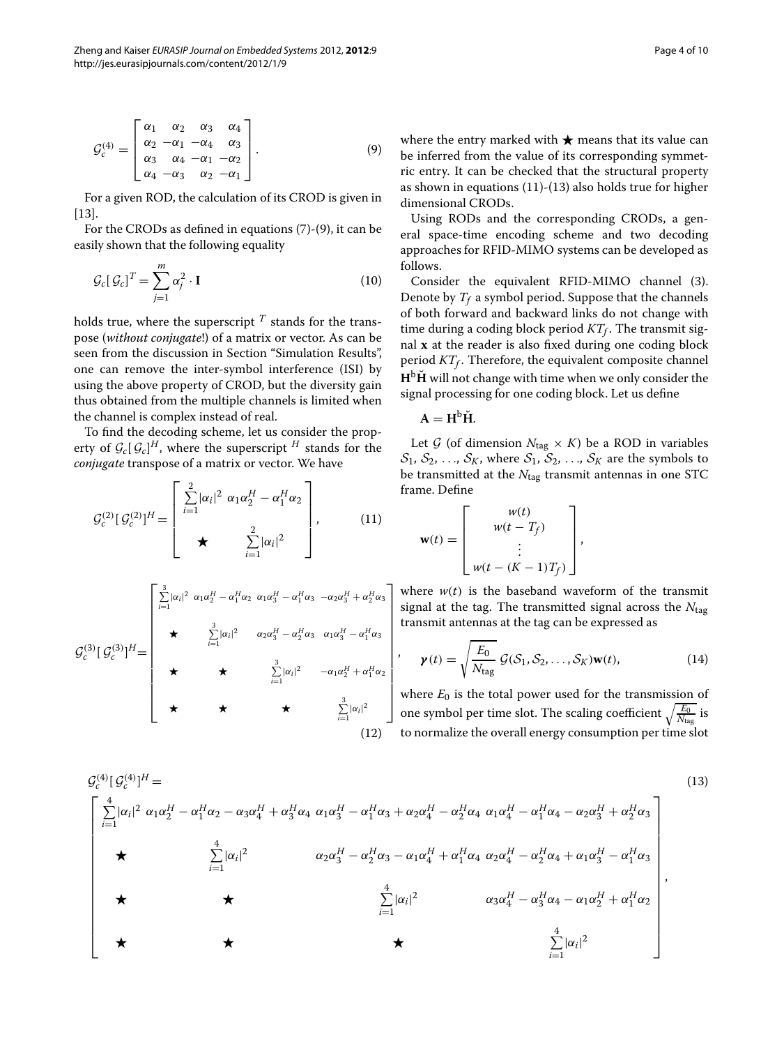$$\mathcal{G}_c^{(4)} = \begin{bmatrix} \alpha_1 & \alpha_2 & \alpha_3 & \alpha_4 \\ \alpha_2 & -\alpha_1 & -\alpha_4 & \alpha_3 \\ \alpha_3 & \alpha_4 & -\alpha_1 & -\alpha_2 \\ \alpha_4 & -\alpha_3 & \alpha_2 & -\alpha_1 \end{bmatrix}. \quad (9)$$

For a given ROD, the calculation of its CROD is given in [13].

For the CRODs as defined in equations (7)-(9), it can be easily shown that the following equality

$$\mathcal{G}_c[\mathcal{G}_c]^T = \sum_{j=1}^{m} \alpha_j^2 \cdot \mathbf{I} \quad (10)$$

holds true, where the superscript $^T$ stands for the transpose (*without conjugate*!) of a matrix or vector. As can be seen from the discussion in Section "Simulation Results", one can remove the inter-symbol interference (ISI) by using the above property of CROD, but the diversity gain thus obtained from the multiple channels is limited when the channel is complex instead of real.

To find the decoding scheme, let us consider the property of $\mathcal{G}_c[\mathcal{G}_c]^H$, where the superscript $^H$ stands for the *conjugate* transpose of a matrix or vector. We have

$$\mathcal{G}_c^{(2)}[\mathcal{G}_c^{(2)}]^H = \begin{bmatrix} \sum_{i=1}^{2}|\alpha_i|^2 & \alpha_1\alpha_2^H - \alpha_1^H\alpha_2 \\ \bigstar & \sum_{i=1}^{2}|\alpha_i|^2 \end{bmatrix}, \quad (11)$$

$$\mathcal{G}_c^{(3)}[\mathcal{G}_c^{(3)}]^H = \begin{bmatrix} \sum_{i=1}^{3}|\alpha_i|^2 & \alpha_1\alpha_2^H - \alpha_1^H\alpha_2 & \alpha_1\alpha_3^H - \alpha_1^H\alpha_3 & -\alpha_2\alpha_3^H + \alpha_2^H\alpha_3 \\ \bigstar & \sum_{i=1}^{3}|\alpha_i|^2 & \alpha_2\alpha_3^H - \alpha_2^H\alpha_3 & \alpha_1\alpha_3^H - \alpha_1^H\alpha_3 \\ \bigstar & \bigstar & \sum_{i=1}^{3}|\alpha_i|^2 & -\alpha_1\alpha_2^H + \alpha_1^H\alpha_2 \\ \bigstar & \bigstar & \bigstar & \sum_{i=1}^{3}|\alpha_i|^2 \end{bmatrix}, \quad (12)$$

$$\mathcal{G}_c^{(4)}[\mathcal{G}_c^{(4)}]^H = \quad (13)$$

$$\begin{bmatrix} \sum_{i=1}^{4}|\alpha_i|^2 & \alpha_1\alpha_2^H - \alpha_1^H\alpha_2 - \alpha_3\alpha_4^H + \alpha_3^H\alpha_4 & \alpha_1\alpha_3^H - \alpha_1^H\alpha_3 + \alpha_2\alpha_4^H - \alpha_2^H\alpha_4 & \alpha_1\alpha_4^H - \alpha_1^H\alpha_4 - \alpha_2\alpha_3^H + \alpha_2^H\alpha_3 \\ \bigstar & \sum_{i=1}^{4}|\alpha_i|^2 & \alpha_2\alpha_3^H - \alpha_2^H\alpha_3 - \alpha_1\alpha_4^H + \alpha_1^H\alpha_4 & \alpha_2\alpha_4^H - \alpha_2^H\alpha_4 + \alpha_1\alpha_3^H - \alpha_1^H\alpha_3 \\ \bigstar & \bigstar & \sum_{i=1}^{4}|\alpha_i|^2 & \alpha_3\alpha_4^H - \alpha_3^H\alpha_4 - \alpha_1\alpha_2^H + \alpha_1^H\alpha_2 \\ \bigstar & \bigstar & \bigstar & \sum_{i=1}^{4}|\alpha_i|^2 \end{bmatrix},$$

where the entry marked with $\bigstar$ means that its value can be inferred from the value of its corresponding symmetric entry. It can be checked that the structural property as shown in equations (11)-(13) also holds true for higher dimensional CRODs.

Using RODs and the corresponding CRODs, a general space-time encoding scheme and two decoding approaches for RFID-MIMO systems can be developed as follows.

Consider the equivalent RFID-MIMO channel (3). Denote by $T_f$ a symbol period. Suppose that the channels of both forward and backward links do not change with time during a coding block period $KT_f$. The transmit signal $\mathbf{x}$ at the reader is also fixed during one coding block period $KT_f$. Therefore, the equivalent composite channel $\mathbf{H}^{\mathrm{b}}\breve{\mathbf{H}}$ will not change with time when we only consider the signal processing for one coding block. Let us define

$$\mathbf{A} = \mathbf{H}^{\mathrm{b}}\breve{\mathbf{H}}.$$

Let $\mathcal{G}$ (of dimension $N_{\text{tag}} \times K$) be a ROD in variables $\mathcal{S}_1, \mathcal{S}_2, \ldots, \mathcal{S}_K$, where $\mathcal{S}_1, \mathcal{S}_2, \ldots, \mathcal{S}_K$ are the symbols to be transmitted at the $N_{\text{tag}}$ transmit antennas in one STC frame. Define

$$\mathbf{w}(t) = \begin{bmatrix} w(t) \\ w(t - T_f) \\ \vdots \\ w(t - (K-1)T_f) \end{bmatrix},$$

where $w(t)$ is the baseband waveform of the transmit signal at the tag. The transmitted signal across the $N_{\text{tag}}$ transmit antennas at the tag can be expressed as

$$\boldsymbol{\gamma}(t) = \sqrt{\frac{E_0}{N_{\text{tag}}}}\, \mathcal{G}(\mathcal{S}_1, \mathcal{S}_2, \ldots, \mathcal{S}_K)\mathbf{w}(t), \quad (14)$$

where $E_0$ is the total power used for the transmission of one symbol per time slot. The scaling coefficient $\sqrt{\frac{E_0}{N_{\text{tag}}}}$ is to normalize the overall energy consumption per time slot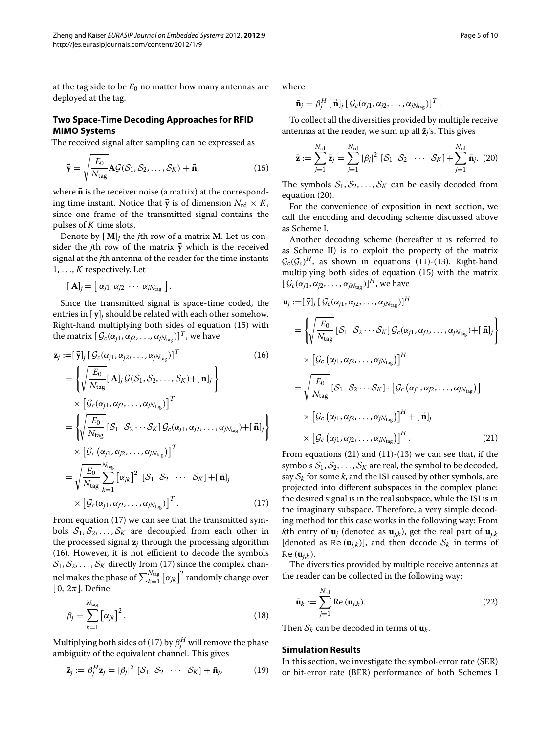at the tag side to be $E_0$ no matter how many antennas are deployed at the tag.

### Two Space-Time Decoding Approaches for RFID MIMO Systems

The received signal after sampling can be expressed as

$$\vec{\mathbf{y}} = \sqrt{\frac{E_0}{N_{\text{tag}}}}\mathbf{A}\mathcal{G}(\mathcal{S}_1, \mathcal{S}_2, \ldots, \mathcal{S}_K) + \vec{\mathbf{n}}, \tag{15}$$

where $\vec{\mathbf{n}}$ is the receiver noise (a matrix) at the corresponding time instant. Notice that $\vec{\mathbf{y}}$ is of dimension $N_{\text{rd}} \times K$, since one frame of the transmitted signal contains the pulses of $K$ time slots.

Denote by $[\mathbf{M}]_j$ the $j$th row of a matrix $\mathbf{M}$. Let us consider the $j$th row of the matrix $\vec{\mathbf{y}}$ which is the received signal at the $j$th antenna of the reader for the time instants $1, \ldots, K$ respectively. Let

$$[\mathbf{A}]_j = \left[\, \alpha_{j1} \;\; \alpha_{j2} \;\; \cdots \;\; \alpha_{jN_{\text{tag}}} \,\right].$$

Since the transmitted signal is space-time coded, the entries in $[\mathbf{y}]_j$ should be related with each other somehow. Right-hand multiplying both sides of equation (15) with the matrix $[\mathcal{G}_c(\alpha_{j1}, \alpha_{j2}, \ldots, \alpha_{jN_{\text{tag}}})]^T$, we have

$$\begin{aligned}
\mathbf{z}_j &:= [\vec{\mathbf{y}}]_j \, [\mathcal{G}_c(\alpha_{j1}, \alpha_{j2}, \ldots, \alpha_{jN_{\text{tag}}})]^T \qquad (16)\\
&= \left\{ \sqrt{\frac{E_0}{N_{\text{tag}}}} [\mathbf{A}]_j \, \mathcal{G}(\mathcal{S}_1, \mathcal{S}_2, \ldots, \mathcal{S}_K) + [\mathbf{n}]_j \right\} \\
&\quad \times \left[\mathcal{G}_c(\alpha_{j1}, \alpha_{j2}, \ldots, \alpha_{jN_{\text{tag}}})\right]^T \\
&= \left\{ \sqrt{\frac{E_0}{N_{\text{tag}}}} [\mathcal{S}_1 \;\; \mathcal{S}_2 \cdots \mathcal{S}_K] \, \mathcal{G}_c(\alpha_{j1}, \alpha_{j2}, \ldots, \alpha_{jN_{\text{tag}}}) + [\vec{\mathbf{n}}]_j \right\} \\
&\quad \times \left[\mathcal{G}_c\left(\alpha_{j1}, \alpha_{j2}, \ldots, \alpha_{jN_{\text{tag}}}\right)\right]^T \\
&= \sqrt{\frac{E_0}{N_{\text{tag}}}} \sum_{k=1}^{N_{\text{tag}}} \left[\alpha_{jk}\right]^2 \; [\mathcal{S}_1 \;\; \mathcal{S}_2 \;\; \cdots \;\; \mathcal{S}_K] + [\vec{\mathbf{n}}]_j \\
&\quad \times \left[\mathcal{G}_c(\alpha_{j1}, \alpha_{j2}, \ldots, \alpha_{jN_{\text{tag}}})\right]^T. \qquad (17)
\end{aligned}$$

From equation (17) we can see that the transmitted symbols $\mathcal{S}_1, \mathcal{S}_2, \ldots, \mathcal{S}_K$ are decoupled from each other in the processed signal $\mathbf{z}_j$ through the processing algorithm (16). However, it is not efficient to decode the symbols $\mathcal{S}_1, \mathcal{S}_2, \ldots, \mathcal{S}_K$ directly from (17) since the complex channel makes the phase of $\sum_{k=1}^{N_{\text{tag}}} \left[\alpha_{jk}\right]^2$ randomly change over $[0, 2\pi]$. Define

$$\beta_j = \sum_{k=1}^{N_{\text{tag}}} \left[\alpha_{jk}\right]^2. \tag{18}$$

Multiplying both sides of (17) by $\beta_j^H$ will remove the phase ambiguity of the equivalent channel. This gives

$$\bar{\mathbf{z}}_j := \beta_j^H \mathbf{z}_j = |\beta_j|^2 \; [\mathcal{S}_1 \;\; \mathcal{S}_2 \;\; \cdots \;\; \mathcal{S}_K] + \bar{\mathbf{n}}_j, \tag{19}$$

where

$$\bar{\mathbf{n}}_j = \beta_j^H \, [\vec{\mathbf{n}}]_j \, [\mathcal{G}_c(\alpha_{j1}, \alpha_{j2}, \ldots, \alpha_{jN_{\text{tag}}})]^T.$$

To collect all the diversities provided by multiple receive antennas at the reader, we sum up all $\bar{\mathbf{z}}_j$'s. This gives

$$\bar{\mathbf{z}} := \sum_{j=1}^{N_{\text{rd}}} \bar{\mathbf{z}}_j = \sum_{j=1}^{N_{\text{rd}}} |\beta_j|^2 \; [\mathcal{S}_1 \;\; \mathcal{S}_2 \;\; \cdots \;\; \mathcal{S}_K] + \sum_{j=1}^{N_{\text{rd}}} \bar{\mathbf{n}}_j. \tag{20}$$

The symbols $\mathcal{S}_1, \mathcal{S}_2, \ldots, \mathcal{S}_K$ can be easily decoded from equation (20).

For the convenience of exposition in next section, we call the encoding and decoding scheme discussed above as Scheme I.

Another decoding scheme (hereafter it is referred to as Scheme II) is to exploit the property of the matrix $\mathcal{G}_c(\mathcal{G}_c)^H$, as shown in equations (11)-(13). Right-hand multiplying both sides of equation (15) with the matrix $[\mathcal{G}_c(\alpha_{j1}, \alpha_{j2}, \ldots, \alpha_{jN_{\text{tag}}})]^H$, we have

$$\begin{aligned}
\mathbf{u}_j &:= [\vec{\mathbf{y}}]_j \, [\mathcal{G}_c(\alpha_{j1}, \alpha_{j2}, \ldots, \alpha_{jN_{\text{tag}}})]^H \\
&= \left\{ \sqrt{\frac{E_0}{N_{\text{tag}}}} [\mathcal{S}_1 \;\; \mathcal{S}_2 \cdots \mathcal{S}_K] \, \mathcal{G}_c(\alpha_{j1}, \alpha_{j2}, \ldots, \alpha_{jN_{\text{tag}}}) + [\vec{\mathbf{n}}]_j \right\} \\
&\quad \times \left[\mathcal{G}_c\left(\alpha_{j1}, \alpha_{j2}, \ldots, \alpha_{jN_{\text{tag}}}\right)\right]^H \\
&= \sqrt{\frac{E_0}{N_{\text{tag}}}} [\mathcal{S}_1 \;\; \mathcal{S}_2 \cdots \mathcal{S}_K] \cdot \left[\mathcal{G}_c\left(\alpha_{j1}, \alpha_{j2}, \ldots, \alpha_{jN_{\text{tag}}}\right)\right] \\
&\quad \times \left[\mathcal{G}_c\left(\alpha_{j1}, \alpha_{j2}, \ldots, \alpha_{jN_{\text{tag}}}\right)\right]^H + [\vec{\mathbf{n}}]_j \\
&\quad \times \left[\mathcal{G}_c\left(\alpha_{j1}, \alpha_{j2}, \ldots, \alpha_{jN_{\text{tag}}}\right)\right]^H. \qquad (21)
\end{aligned}$$

From equations (21) and (11)-(13) we can see that, if the symbols $\mathcal{S}_1, \mathcal{S}_2, \ldots, \mathcal{S}_K$ are real, the symbol to be decoded, say $\mathcal{S}_k$ for some $k$, and the ISI caused by other symbols, are projected into different subspaces in the complex plane: the desired signal is in the real subspace, while the ISI is in the imaginary subspace. Therefore, a very simple decoding method for this case works in the following way: From $k$th entry of $\mathbf{u}_j$ (denoted as $\mathbf{u}_{j,k}$), get the real part of $\mathbf{u}_{j,k}$ [denoted as $\mathrm{Re}\,(\mathbf{u}_{j,k})$], and then decode $\mathcal{S}_k$ in terms of $\mathrm{Re}\,(\mathbf{u}_{j,k})$.

The diversities provided by multiple receive antennas at the reader can be collected in the following way:

$$\bar{\mathbf{u}}_k := \sum_{j=1}^{N_{\text{rd}}} \mathrm{Re}\,(\mathbf{u}_{j,k}). \tag{22}$$

Then $\mathcal{S}_k$ can be decoded in terms of $\bar{\mathbf{u}}_k$.

### Simulation Results

In this section, we investigate the symbol-error rate (SER) or bit-error rate (BER) performance of both Schemes I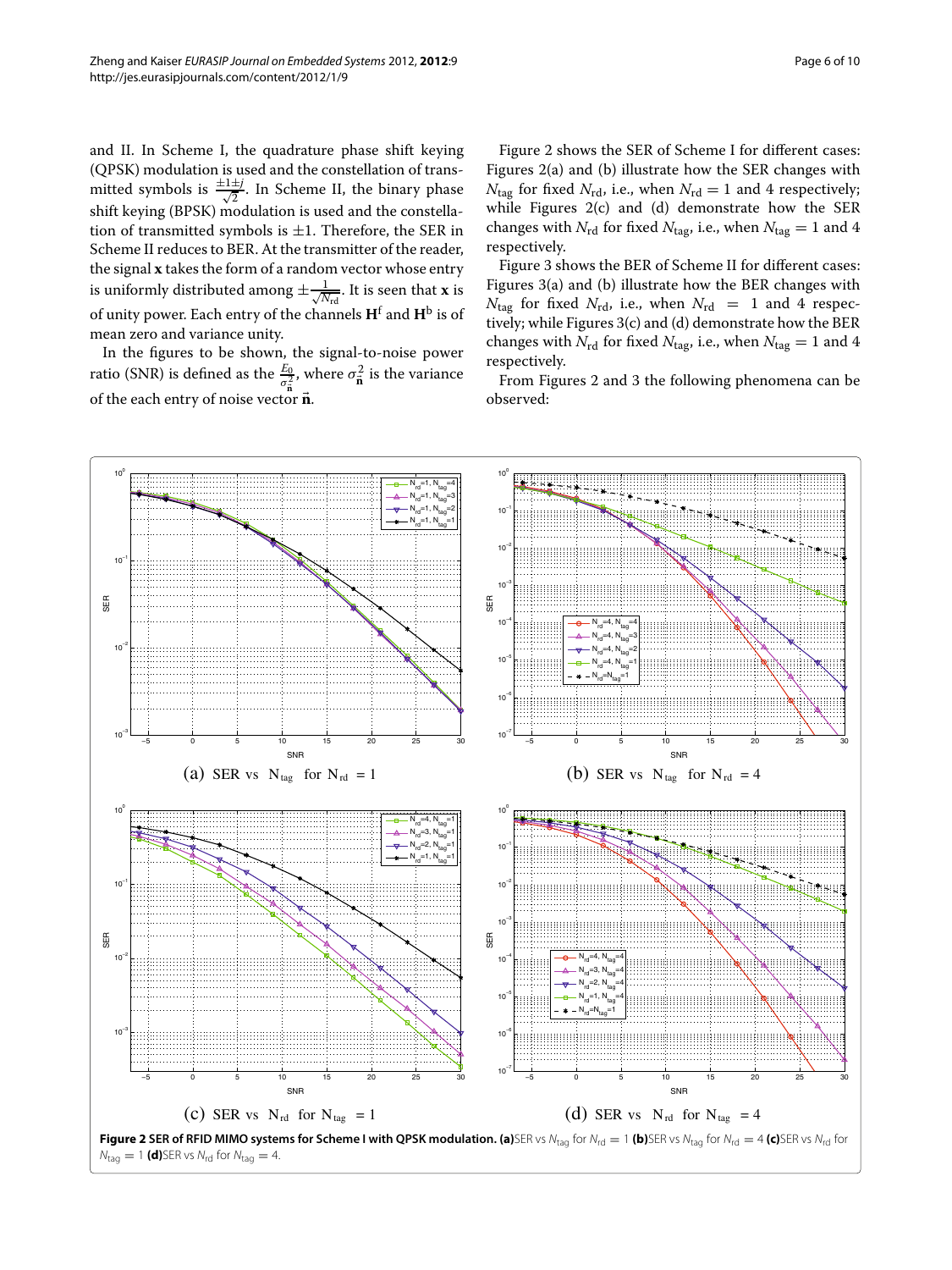and II. In Scheme I, the quadrature phase shift keying (QPSK) modulation is used and the constellation of transmitted symbols is $\frac{\pm 1 \pm j}{\sqrt{2}}$. In Scheme II, the binary phase shift keying (BPSK) modulation is used and the constellation of transmitted symbols is $\pm 1$. Therefore, the SER in Scheme II reduces to BER. At the transmitter of the reader, the signal $\mathbf{x}$ takes the form of a random vector whose entry is uniformly distributed among $\pm \frac{1}{\sqrt{N_{\mathrm{rd}}}}$. It is seen that $\mathbf{x}$ is of unity power. Each entry of the channels $\mathbf{H}^{\mathrm{f}}$ and $\mathbf{H}^{\mathrm{b}}$ is of mean zero and variance unity.

In the figures to be shown, the signal-to-noise power ratio (SNR) is defined as the $\frac{E_0}{\sigma^2_{\vec{\mathbf{n}}}}$, where $\sigma^2_{\vec{\mathbf{n}}}$ is the variance of the each entry of noise vector $\vec{\mathbf{n}}$.

Figure 2 shows the SER of Scheme I for different cases: Figures 2(a) and (b) illustrate how the SER changes with $N_{\mathrm{tag}}$ for fixed $N_{\mathrm{rd}}$, i.e., when $N_{\mathrm{rd}} = 1$ and 4 respectively; while Figures 2(c) and (d) demonstrate how the SER changes with $N_{\mathrm{rd}}$ for fixed $N_{\mathrm{tag}}$, i.e., when $N_{\mathrm{tag}} = 1$ and 4 respectively.

Figure 3 shows the BER of Scheme II for different cases: Figures 3(a) and (b) illustrate how the BER changes with $N_{\mathrm{tag}}$ for fixed $N_{\mathrm{rd}}$, i.e., when $N_{\mathrm{rd}} = 1$ and 4 respectively; while Figures 3(c) and (d) demonstrate how the BER changes with $N_{\mathrm{rd}}$ for fixed $N_{\mathrm{tag}}$, i.e., when $N_{\mathrm{tag}} = 1$ and 4 respectively.

From Figures 2 and 3 the following phenomena can be observed:

(a) SER vs $N_{\mathrm{tag}}$ for $N_{\mathrm{rd}} = 1$

(b) SER vs $N_{\mathrm{tag}}$ for $N_{\mathrm{rd}} = 4$

(c) SER vs $N_{\mathrm{rd}}$ for $N_{\mathrm{tag}} = 1$

(d) SER vs $N_{\mathrm{rd}}$ for $N_{\mathrm{tag}} = 4$

**Figure 2 SER of RFID MIMO systems for Scheme I with QPSK modulation. (a)** SER vs $N_{\mathrm{tag}}$ for $N_{\mathrm{rd}} = 1$ **(b)** SER vs $N_{\mathrm{tag}}$ for $N_{\mathrm{rd}} = 4$ **(c)** SER vs $N_{\mathrm{rd}}$ for $N_{\mathrm{tag}} = 1$ **(d)** SER vs $N_{\mathrm{rd}}$ for $N_{\mathrm{tag}} = 4$.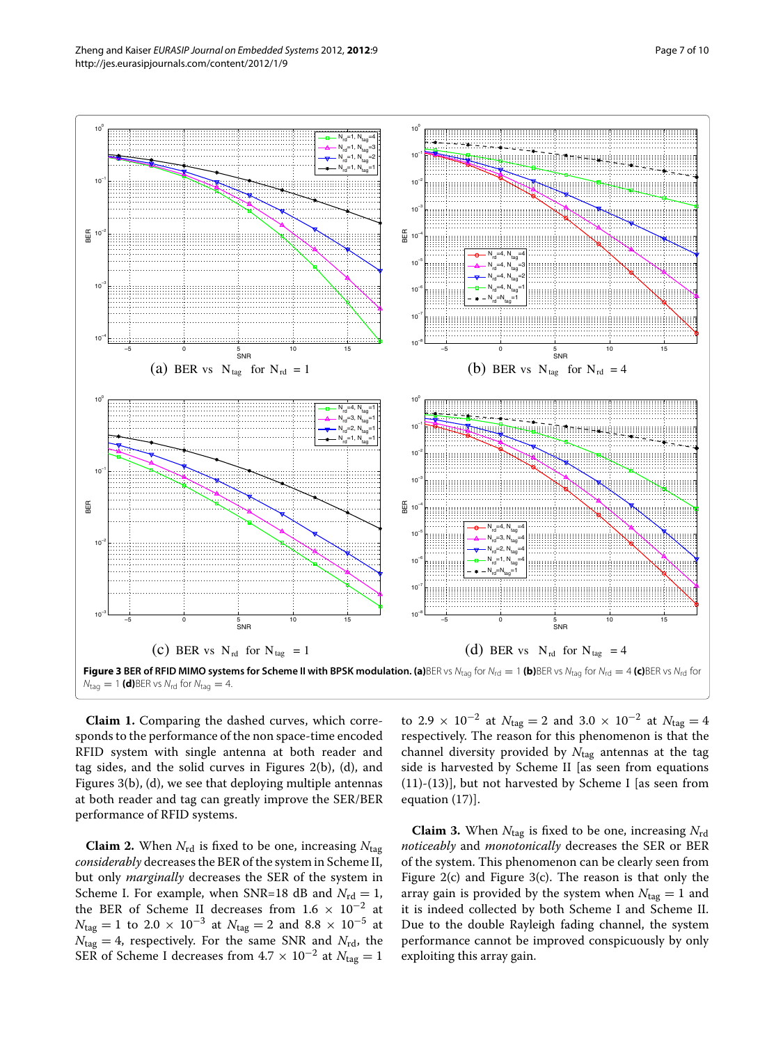(a) BER vs $N_{tag}$ for $N_{rd}$ = 1

(b) BER vs $N_{tag}$ for $N_{rd}$ = 4

(c) BER vs $N_{rd}$ for $N_{tag}$ = 1

(d) BER vs $N_{rd}$ for $N_{tag}$ = 4

**Figure 3 BER of RFID MIMO systems for Scheme II with BPSK modulation. (a)** BER vs $N_{tag}$ for $N_{rd} = 1$ **(b)** BER vs $N_{tag}$ for $N_{rd} = 4$ **(c)** BER vs $N_{rd}$ for $N_{tag} = 1$ **(d)** BER vs $N_{rd}$ for $N_{tag} = 4$.

**Claim 1.** Comparing the dashed curves, which corresponds to the performance of the non space-time encoded RFID system with single antenna at both reader and tag sides, and the solid curves in Figures 2(b), (d), and Figures 3(b), (d), we see that deploying multiple antennas at both reader and tag can greatly improve the SER/BER performance of RFID systems.

**Claim 2.** When $N_{rd}$ is fixed to be one, increasing $N_{tag}$ *considerably* decreases the BER of the system in Scheme II, but only *marginally* decreases the SER of the system in Scheme I. For example, when SNR=18 dB and $N_{rd} = 1$, the BER of Scheme II decreases from $1.6 \times 10^{-2}$ at $N_{tag} = 1$ to $2.0 \times 10^{-3}$ at $N_{tag} = 2$ and $8.8 \times 10^{-5}$ at $N_{tag} = 4$, respectively. For the same SNR and $N_{rd}$, the SER of Scheme I decreases from $4.7 \times 10^{-2}$ at $N_{tag} = 1$ to $2.9 \times 10^{-2}$ at $N_{tag} = 2$ and $3.0 \times 10^{-2}$ at $N_{tag} = 4$ respectively. The reason for this phenomenon is that the channel diversity provided by $N_{tag}$ antennas at the tag side is harvested by Scheme II [as seen from equations (11)-(13)], but not harvested by Scheme I [as seen from equation (17)].

**Claim 3.** When $N_{tag}$ is fixed to be one, increasing $N_{rd}$ *noticeably* and *monotonically* decreases the SER or BER of the system. This phenomenon can be clearly seen from Figure 2(c) and Figure 3(c). The reason is that only the array gain is provided by the system when $N_{tag} = 1$ and it is indeed collected by both Scheme I and Scheme II. Due to the double Rayleigh fading channel, the system performance cannot be improved conspicuously by only exploiting this array gain.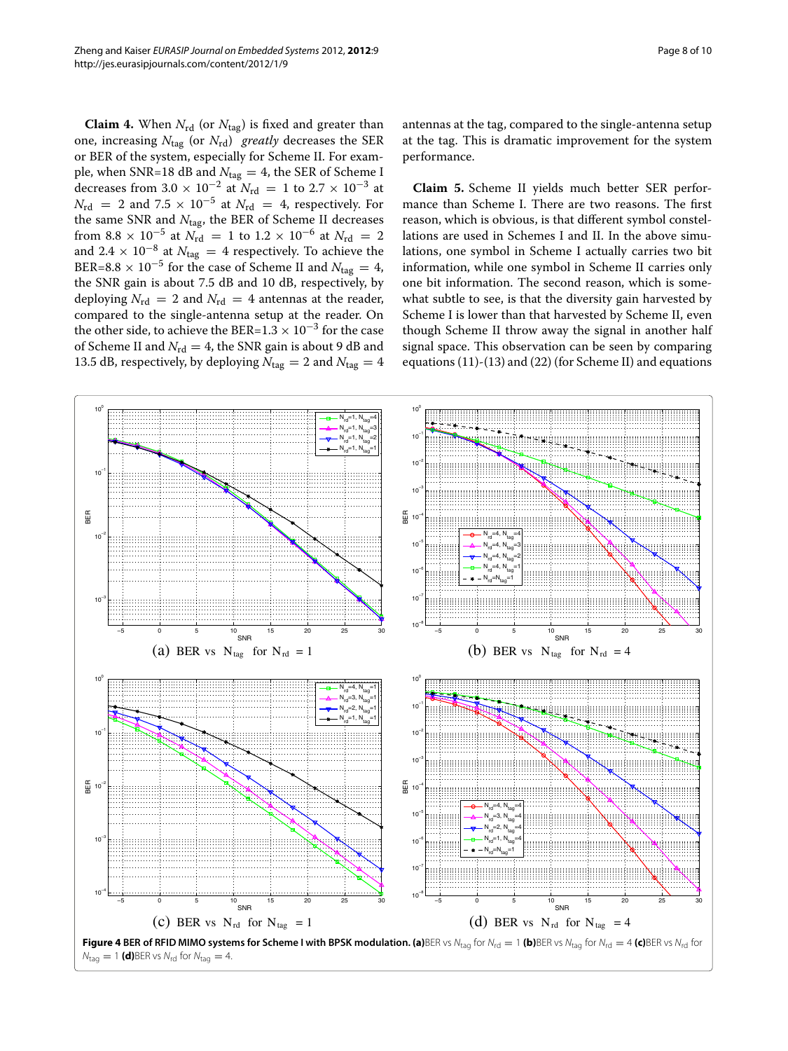**Claim 4.** When $N_{\text{rd}}$ (or $N_{\text{tag}}$) is fixed and greater than one, increasing $N_{\text{tag}}$ (or $N_{\text{rd}}$) *greatly* decreases the SER or BER of the system, especially for Scheme II. For example, when SNR=18 dB and $N_{\text{tag}} = 4$, the SER of Scheme I decreases from $3.0 \times 10^{-2}$ at $N_{\text{rd}} = 1$ to $2.7 \times 10^{-3}$ at $N_{\text{rd}} = 2$ and $7.5 \times 10^{-5}$ at $N_{\text{rd}} = 4$, respectively. For the same SNR and $N_{\text{tag}}$, the BER of Scheme II decreases from $8.8 \times 10^{-5}$ at $N_{\text{rd}} = 1$ to $1.2 \times 10^{-6}$ at $N_{\text{rd}} = 2$ and $2.4 \times 10^{-8}$ at $N_{\text{tag}} = 4$ respectively. To achieve the BER=$8.8 \times 10^{-5}$ for the case of Scheme II and $N_{\text{tag}} = 4$, the SNR gain is about 7.5 dB and 10 dB, respectively, by deploying $N_{\text{rd}} = 2$ and $N_{\text{rd}} = 4$ antennas at the reader, compared to the single-antenna setup at the reader. On the other side, to achieve the BER=$1.3 \times 10^{-3}$ for the case of Scheme II and $N_{\text{rd}} = 4$, the SNR gain is about 9 dB and 13.5 dB, respectively, by deploying $N_{\text{tag}} = 2$ and $N_{\text{tag}} = 4$ antennas at the tag, compared to the single-antenna setup at the tag. This is dramatic improvement for the system performance.

**Claim 5.** Scheme II yields much better SER performance than Scheme I. There are two reasons. The first reason, which is obvious, is that different symbol constellations are used in Schemes I and II. In the above simulations, one symbol in Scheme I actually carries two bit information, while one symbol in Scheme II carries only one bit information. The second reason, which is somewhat subtle to see, is that the diversity gain harvested by Scheme I is lower than that harvested by Scheme II, even though Scheme II throw away the signal in another half signal space. This observation can be seen by comparing equations (11)-(13) and (22) (for Scheme II) and equations

(a) BER vs $N_{\text{tag}}$ for $N_{\text{rd}} = 1$ (b) BER vs $N_{\text{tag}}$ for $N_{\text{rd}} = 4$ (c) BER vs $N_{\text{rd}}$ for $N_{\text{tag}} = 1$ (d) BER vs $N_{\text{rd}}$ for $N_{\text{tag}} = 4$

**Figure 4 BER of RFID MIMO systems for Scheme I with BPSK modulation. (a)** BER vs $N_{\text{tag}}$ for $N_{\text{rd}} = 1$ **(b)** BER vs $N_{\text{tag}}$ for $N_{\text{rd}} = 4$ **(c)** BER vs $N_{\text{rd}}$ for $N_{\text{tag}} = 1$ **(d)** BER vs $N_{\text{rd}}$ for $N_{\text{tag}} = 4$.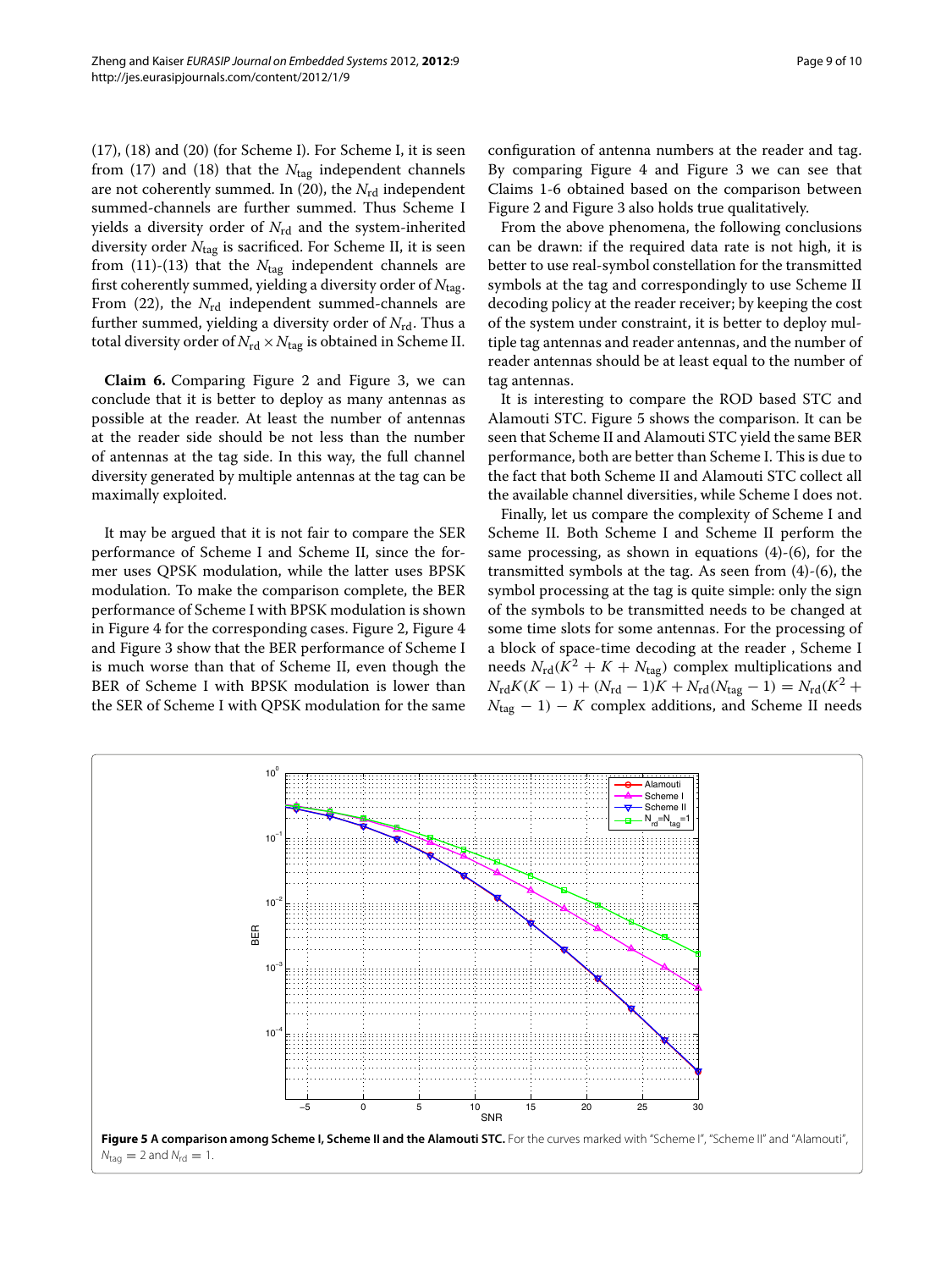(17), (18) and (20) (for Scheme I). For Scheme I, it is seen from (17) and (18) that the $N_{\text{tag}}$ independent channels are not coherently summed. In (20), the $N_{\text{rd}}$ independent summed-channels are further summed. Thus Scheme I yields a diversity order of $N_{\text{rd}}$ and the system-inherited diversity order $N_{\text{tag}}$ is sacrificed. For Scheme II, it is seen from (11)-(13) that the $N_{\text{tag}}$ independent channels are first coherently summed, yielding a diversity order of $N_{\text{tag}}$. From (22), the $N_{\text{rd}}$ independent summed-channels are further summed, yielding a diversity order of $N_{\text{rd}}$. Thus a total diversity order of $N_{\text{rd}} \times N_{\text{tag}}$ is obtained in Scheme II.

**Claim 6.** Comparing Figure 2 and Figure 3, we can conclude that it is better to deploy as many antennas as possible at the reader. At least the number of antennas at the reader side should be not less than the number of antennas at the tag side. In this way, the full channel diversity generated by multiple antennas at the tag can be maximally exploited.

It may be argued that it is not fair to compare the SER performance of Scheme I and Scheme II, since the former uses QPSK modulation, while the latter uses BPSK modulation. To make the comparison complete, the BER performance of Scheme I with BPSK modulation is shown in Figure 4 for the corresponding cases. Figure 2, Figure 4 and Figure 3 show that the BER performance of Scheme I is much worse than that of Scheme II, even though the BER of Scheme I with BPSK modulation is lower than the SER of Scheme I with QPSK modulation for the same configuration of antenna numbers at the reader and tag. By comparing Figure 4 and Figure 3 we can see that Claims 1-6 obtained based on the comparison between Figure 2 and Figure 3 also holds true qualitatively.

From the above phenomena, the following conclusions can be drawn: if the required data rate is not high, it is better to use real-symbol constellation for the transmitted symbols at the tag and correspondingly to use Scheme II decoding policy at the reader receiver; by keeping the cost of the system under constraint, it is better to deploy multiple tag antennas and reader antennas, and the number of reader antennas should be at least equal to the number of tag antennas.

It is interesting to compare the ROD based STC and Alamouti STC. Figure 5 shows the comparison. It can be seen that Scheme II and Alamouti STC yield the same BER performance, both are better than Scheme I. This is due to the fact that both Scheme II and Alamouti STC collect all the available channel diversities, while Scheme I does not.

Finally, let us compare the complexity of Scheme I and Scheme II. Both Scheme I and Scheme II perform the same processing, as shown in equations (4)-(6), for the transmitted symbols at the tag. As seen from (4)-(6), the symbol processing at the tag is quite simple: only the sign of the symbols to be transmitted needs to be changed at some time slots for some antennas. For the processing of a block of space-time decoding at the reader , Scheme I needs $N_{\text{rd}}(K^2 + K + N_{\text{tag}})$ complex multiplications and $N_{\text{rd}}K(K-1) + (N_{\text{rd}}-1)K + N_{\text{rd}}(N_{\text{tag}}-1) = N_{\text{rd}}(K^2 + N_{\text{tag}} - 1) - K$ complex additions, and Scheme II needs

**Figure 5 A comparison among Scheme I, Scheme II and the Alamouti STC.** For the curves marked with "Scheme I", "Scheme II" and "Alamouti", $N_{\text{tag}} = 2$ and $N_{\text{rd}} = 1$.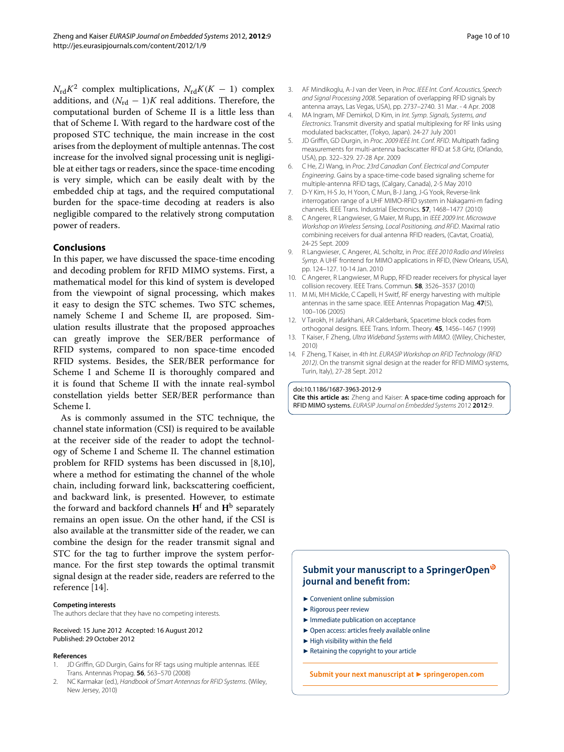$N_{\text{rd}}K^2$ complex multiplications, $N_{\text{rd}}K(K-1)$ complex additions, and $(N_{\text{rd}}-1)K$ real additions. Therefore, the computational burden of Scheme II is a little less than that of Scheme I. With regard to the hardware cost of the proposed STC technique, the main increase in the cost arises from the deployment of multiple antennas. The cost increase for the involved signal processing unit is negligible at either tags or readers, since the space-time encoding is very simple, which can be easily dealt with by the embedded chip at tags, and the required computational burden for the space-time decoding at readers is also negligible compared to the relatively strong computation power of readers.

## Conclusions

In this paper, we have discussed the space-time encoding and decoding problem for RFID MIMO systems. First, a mathematical model for this kind of system is developed from the viewpoint of signal processing, which makes it easy to design the STC schemes. Two STC schemes, namely Scheme I and Scheme II, are proposed. Simulation results illustrate that the proposed approaches can greatly improve the SER/BER performance of RFID systems, compared to non space-time encoded RFID systems. Besides, the SER/BER performance for Scheme I and Scheme II is thoroughly compared and it is found that Scheme II with the innate real-symbol constellation yields better SER/BER performance than Scheme I.

As is commonly assumed in the STC technique, the channel state information (CSI) is required to be available at the receiver side of the reader to adopt the technology of Scheme I and Scheme II. The channel estimation problem for RFID systems has been discussed in [8,10], where a method for estimating the channel of the whole chain, including forward link, backscattering coefficient, and backward link, is presented. However, to estimate the forward and backford channels $\mathbf{H}^{\text{f}}$ and $\mathbf{H}^{\text{b}}$ separately remains an open issue. On the other hand, if the CSI is also available at the transmitter side of the reader, we can combine the design for the reader transmit signal and STC for the tag to further improve the system performance. For the first step towards the optimal transmit signal design at the reader side, readers are referred to the reference [14].

#### Competing interests

The authors declare that they have no competing interests.

Received: 15 June 2012 Accepted: 16 August 2012
Published: 29 October 2012

#### References

1. JD Griffin, GD Durgin, Gains for RF tags using multiple antennas. IEEE Trans. Antennas Propag. **56**, 563–570 (2008)
2. NC Karmakar (ed.), *Handbook of Smart Antennas for RFID Systems*. (Wiley, New Jersey, 2010)
3. AF Mindikoglu, A-J van der Veen, in *Proc. IEEE Int. Conf. Acoustics, Speech and Signal Processing 2008*. Separation of overlapping RFID signals by antenna arrays, Las Vegas, USA), pp. 2737–2740. 31 Mar. - 4 Apr. 2008
4. MA Ingram, MF Demirkol, D Kim, in *Int. Symp. Signals, Systems, and Electronics*. Transmit diversity and spatial multiplexing for RF links using modulated backscatter, (Tokyo, Japan). 24-27 July 2001
5. JD Griffin, GD Durgin, in *Proc. 2009 IEEE Int. Conf. RFID*. Multipath fading measurements for multi-antenna backscatter RFID at 5.8 GHz, (Orlando, USA), pp. 322–329. 27-28 Apr. 2009
6. C He, ZJ Wang, in *Proc. 23rd Canadian Conf. Electrical and Computer Engineering*. Gains by a space-time-code based signaling scheme for multiple-antenna RFID tags, (Calgary, Canada), 2-5 May 2010
7. D-Y Kim, H-S Jo, H Yoon, C Mun, B-J Jang, J-G Yook, Reverse-link interrogation range of a UHF MIMO-RFID system in Nakagami-m fading channels. IEEE Trans. Industrial Electronics. **57**, 1468–1477 (2010)
8. C Angerer, R Langwieser, G Maier, M Rupp, in *IEEE 2009 Int. Microwave Workshop on Wireless Sensing, Local Positioning, and RFID*. Maximal ratio combining receivers for dual antenna RFID readers, (Cavtat, Croatia), 24-25 Sept. 2009
9. R Langwieser, C Angerer, AL Scholtz, in *Proc. IEEE 2010 Radio and Wireless Symp*. A UHF frontend for MIMO applications in RFID, (New Orleans, USA), pp. 124–127. 10-14 Jan. 2010
10. C Angerer, R Langwieser, M Rupp, RFID reader receivers for physical layer collision recovery. IEEE Trans. Commun. **58**, 3526–3537 (2010)
11. M Mi, MH Mickle, C Capelli, H Switf, RF energy harvesting with multiple antennas in the same space. IEEE Antennas Propagation Mag. **47**(5), 100–106 (2005)
12. V Tarokh, H Jafarkhani, AR Calderbank, Spacetime block codes from orthogonal designs. IEEE Trans. Inform. Theory. **45**, 1456–1467 (1999)
13. T Kaiser, F Zheng, *Ultra Wideband Systems with MIMO*. ((Wiley, Chichester, 2010)
14. F Zheng, T Kaiser, in *4th Int. EURASIP Workshop on RFID Technology (RFID 2012)*. On the transmit signal design at the reader for RFID MIMO systems, Turin, Italy), 27-28 Sept. 2012

doi:10.1186/1687-3963-2012-9
**Cite this article as:** Zheng and Kaiser: A space-time coding approach for RFID MIMO systems. *EURASIP Journal on Embedded Systems* 2012 **2012**:9.

**Submit your manuscript to a SpringerOpen journal and benefit from:**

- ► Convenient online submission
- ► Rigorous peer review
- ► Immediate publication on acceptance
- ► Open access: articles freely available online
- ► High visibility within the field
- ► Retaining the copyright to your article

**Submit your next manuscript at ► springeropen.com**